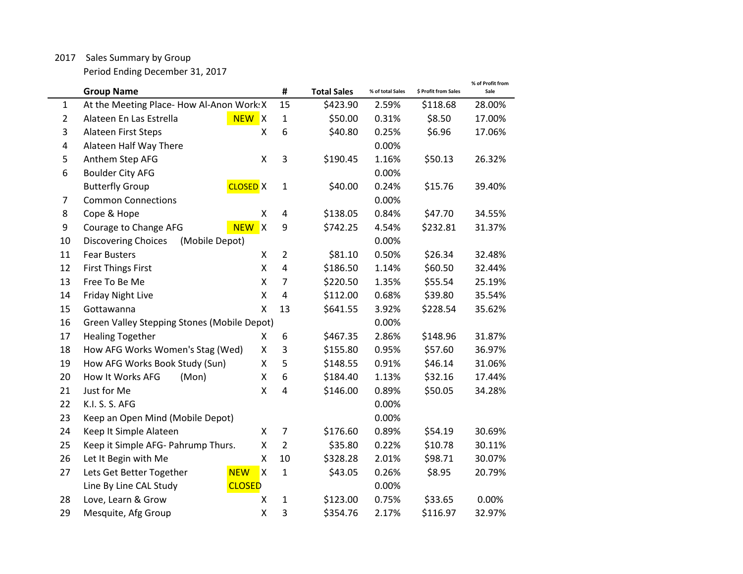2017 Sales Summary by Group

Period Ending December 31, 2017

| | Group Name | | | # | Total Sales | % of total Sales | $ Profit from Sales | % of Profit from Sale |
|---|---|---|---|---|---|---|---|---|
| 1 | At the Meeting Place- How Al-Anon Work | | X | 15 | $423.90 | 2.59% | $118.68 | 28.00% |
| 2 | Alateen En Las Estrella | NEW | X | 1 | $50.00 | 0.31% | $8.50 | 17.00% |
| 3 | Alateen First Steps | | X | 6 | $40.80 | 0.25% | $6.96 | 17.06% |
| 4 | Alateen Half Way There | | | | | 0.00% | | |
| 5 | Anthem Step AFG | | X | 3 | $190.45 | 1.16% | $50.13 | 26.32% |
| 6 | Boulder City AFG | | | | | 0.00% | | |
| | Butterfly Group | CLOSED | X | 1 | $40.00 | 0.24% | $15.76 | 39.40% |
| 7 | Common Connections | | | | | 0.00% | | |
| 8 | Cope & Hope | | X | 4 | $138.05 | 0.84% | $47.70 | 34.55% |
| 9 | Courage to Change AFG | NEW | X | 9 | $742.25 | 4.54% | $232.81 | 31.37% |
| 10 | Discovering Choices (Mobile Depot) | | | | | 0.00% | | |
| 11 | Fear Busters | | X | 2 | $81.10 | 0.50% | $26.34 | 32.48% |
| 12 | First Things First | | X | 4 | $186.50 | 1.14% | $60.50 | 32.44% |
| 13 | Free To Be Me | | X | 7 | $220.50 | 1.35% | $55.54 | 25.19% |
| 14 | Friday Night Live | | X | 4 | $112.00 | 0.68% | $39.80 | 35.54% |
| 15 | Gottawanna | | X | 13 | $641.55 | 3.92% | $228.54 | 35.62% |
| 16 | Green Valley Stepping Stones (Mobile Depot) | | | | | 0.00% | | |
| 17 | Healing Together | | X | 6 | $467.35 | 2.86% | $148.96 | 31.87% |
| 18 | How AFG Works Women's Stag (Wed) | | X | 3 | $155.80 | 0.95% | $57.60 | 36.97% |
| 19 | How AFG Works Book Study (Sun) | | X | 5 | $148.55 | 0.91% | $46.14 | 31.06% |
| 20 | How It Works AFG (Mon) | | X | 6 | $184.40 | 1.13% | $32.16 | 17.44% |
| 21 | Just for Me | | X | 4 | $146.00 | 0.89% | $50.05 | 34.28% |
| 22 | K.I. S. S. AFG | | | | | 0.00% | | |
| 23 | Keep an Open Mind (Mobile Depot) | | | | | 0.00% | | |
| 24 | Keep It Simple Alateen | | X | 7 | $176.60 | 0.89% | $54.19 | 30.69% |
| 25 | Keep it Simple AFG- Pahrump Thurs. | | X | 2 | $35.80 | 0.22% | $10.78 | 30.11% |
| 26 | Let It Begin with Me | | X | 10 | $328.28 | 2.01% | $98.71 | 30.07% |
| 27 | Lets Get Better Together | NEW | X | 1 | $43.05 | 0.26% | $8.95 | 20.79% |
| | Line By Line CAL Study | CLOSED | | | | 0.00% | | |
| 28 | Love, Learn & Grow | | X | 1 | $123.00 | 0.75% | $33.65 | 0.00% |
| 29 | Mesquite, Afg Group | | X | 3 | $354.76 | 2.17% | $116.97 | 32.97% |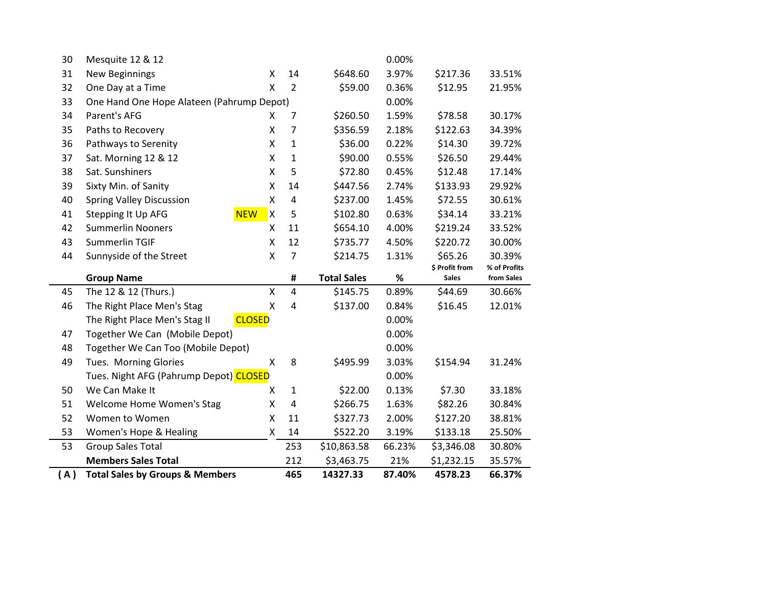| | Group Name | | | # | Total Sales | % | $ Profit from Sales | % of Profits from Sales |
|---|---|---|---|---|---|---|---|---|
| 30 | Mesquite 12 & 12 | | | | | 0.00% | | |
| 31 | New Beginnings | | X | 14 | $648.60 | 3.97% | $217.36 | 33.51% |
| 32 | One Day at a Time | | X | 2 | $59.00 | 0.36% | $12.95 | 21.95% |
| 33 | One Hand One Hope Alateen (Pahrump Depot) | | | | | 0.00% | | |
| 34 | Parent's AFG | | X | 7 | $260.50 | 1.59% | $78.58 | 30.17% |
| 35 | Paths to Recovery | | X | 7 | $356.59 | 2.18% | $122.63 | 34.39% |
| 36 | Pathways to Serenity | | X | 1 | $36.00 | 0.22% | $14.30 | 39.72% |
| 37 | Sat. Morning 12 & 12 | | X | 1 | $90.00 | 0.55% | $26.50 | 29.44% |
| 38 | Sat. Sunshiners | | X | 5 | $72.80 | 0.45% | $12.48 | 17.14% |
| 39 | Sixty Min. of Sanity | | X | 14 | $447.56 | 2.74% | $133.93 | 29.92% |
| 40 | Spring Valley Discussion | | X | 4 | $237.00 | 1.45% | $72.55 | 30.61% |
| 41 | Stepping It Up AFG | NEW | X | 5 | $102.80 | 0.63% | $34.14 | 33.21% |
| 42 | Summerlin Nooners | | X | 11 | $654.10 | 4.00% | $219.24 | 33.52% |
| 43 | Summerlin TGIF | | X | 12 | $735.77 | 4.50% | $220.72 | 30.00% |
| 44 | Sunnyside of the Street | | X | 7 | $214.75 | 1.31% | $65.26 | 30.39% |
| 45 | The 12 & 12 (Thurs.) | | X | 4 | $145.75 | 0.89% | $44.69 | 30.66% |
| 46 | The Right Place Men's Stag | | X | 4 | $137.00 | 0.84% | $16.45 | 12.01% |
| | The Right Place Men's Stag II | CLOSED | | | | 0.00% | | |
| 47 | Together We Can (Mobile Depot) | | | | | 0.00% | | |
| 48 | Together We Can Too (Mobile Depot) | | | | | 0.00% | | |
| 49 | Tues. Morning Glories | | X | 8 | $495.99 | 3.03% | $154.94 | 31.24% |
| | Tues. Night AFG (Pahrump Depot) | CLOSED | | | | 0.00% | | |
| 50 | We Can Make It | | X | 1 | $22.00 | 0.13% | $7.30 | 33.18% |
| 51 | Welcome Home Women's Stag | | X | 4 | $266.75 | 1.63% | $82.26 | 30.84% |
| 52 | Women to Women | | X | 11 | $327.73 | 2.00% | $127.20 | 38.81% |
| 53 | Women's Hope & Healing | | X | 14 | $522.20 | 3.19% | $133.18 | 25.50% |
| 53 | Group Sales Total | | | 253 | $10,863.58 | 66.23% | $3,346.08 | 30.80% |
| | **Members Sales Total** | | | 212 | $3,463.75 | 21% | $1,232.15 | 35.57% |
| **( A )** | **Total Sales by Groups & Members** | | | **465** | **14327.33** | **87.40%** | **4578.23** | **66.37%** |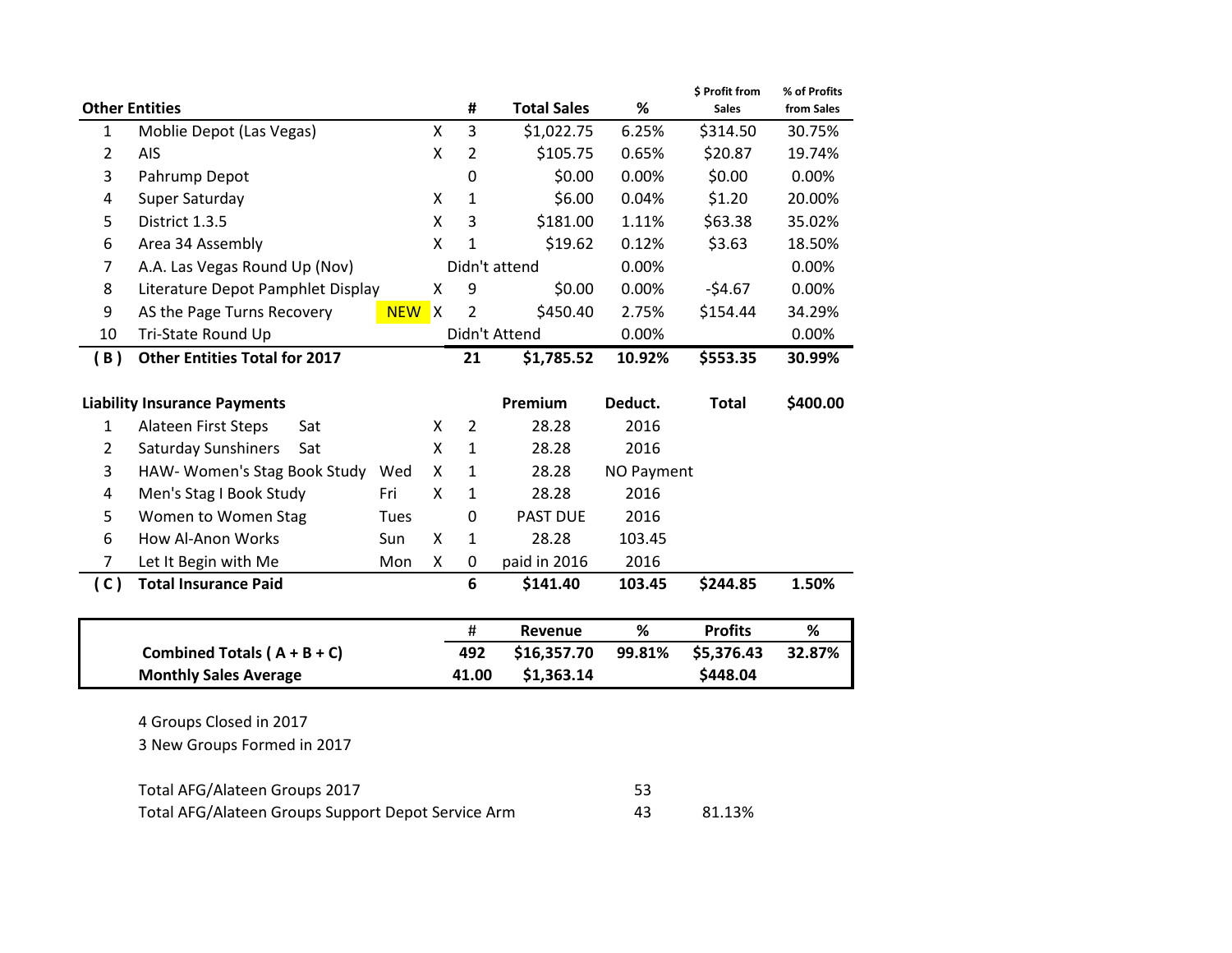| Other Entities | | | | # | Total Sales | % | $ Profit from Sales | % of Profits from Sales |
|---|---|---|---|---|---|---|---|---|
| 1 | Moblie Depot (Las Vegas) | | X | 3 | $1,022.75 | 6.25% | $314.50 | 30.75% |
| 2 | AIS | | X | 2 | $105.75 | 0.65% | $20.87 | 19.74% |
| 3 | Pahrump Depot | | | 0 | $0.00 | 0.00% | $0.00 | 0.00% |
| 4 | Super Saturday | | X | 1 | $6.00 | 0.04% | $1.20 | 20.00% |
| 5 | District 1.3.5 | | X | 3 | $181.00 | 1.11% | $63.38 | 35.02% |
| 6 | Area 34 Assembly | | X | 1 | $19.62 | 0.12% | $3.63 | 18.50% |
| 7 | A.A. Las Vegas Round Up (Nov) | | | Didn't attend | | 0.00% | | 0.00% |
| 8 | Literature Depot Pamphlet Display | | X | 9 | $0.00 | 0.00% | -$4.67 | 0.00% |
| 9 | AS the Page Turns Recovery | NEW | X | 2 | $450.40 | 2.75% | $154.44 | 34.29% |
| 10 | Tri-State Round Up | | | Didn't Attend | | 0.00% | | 0.00% |
| **( B )** | **Other Entities Total for 2017** | | | **21** | **$1,785.52** | **10.92%** | **$553.35** | **30.99%** |

| Liability Insurance Payments | | | | | Premium | Deduct. | Total | $400.00 |
|---|---|---|---|---|---|---|---|---|
| 1 | Alateen First Steps | Sat | X | 2 | 28.28 | 2016 | | |
| 2 | Saturday Sunshiners | Sat | X | 1 | 28.28 | 2016 | | |
| 3 | HAW- Women's Stag Book Study | Wed | X | 1 | 28.28 | NO Payment | | |
| 4 | Men's Stag I Book Study | Fri | X | 1 | 28.28 | 2016 | | |
| 5 | Women to Women Stag | Tues | | 0 | PAST DUE | 2016 | | |
| 6 | How Al-Anon Works | Sun | X | 1 | 28.28 | 103.45 | | |
| 7 | Let It Begin with Me | Mon | X | 0 | paid in 2016 | 2016 | | |
| **( C )** | **Total Insurance Paid** | | | **6** | **$141.40** | **103.45** | **$244.85** | **1.50%** |

| | # | Revenue | % | Profits | % |
|---|---|---|---|---|---|
| **Combined Totals ( A + B + C)** | **492** | **$16,357.70** | **99.81%** | **$5,376.43** | **32.87%** |
| **Monthly Sales Average** | **41.00** | **$1,363.14** | | **$448.04** | |

4 Groups Closed in 2017

3 New Groups Formed in 2017

| | | |
|---|---|---|
| Total AFG/Alateen Groups 2017 | 53 | |
| Total AFG/Alateen Groups Support Depot Service Arm | 43 | 81.13% |